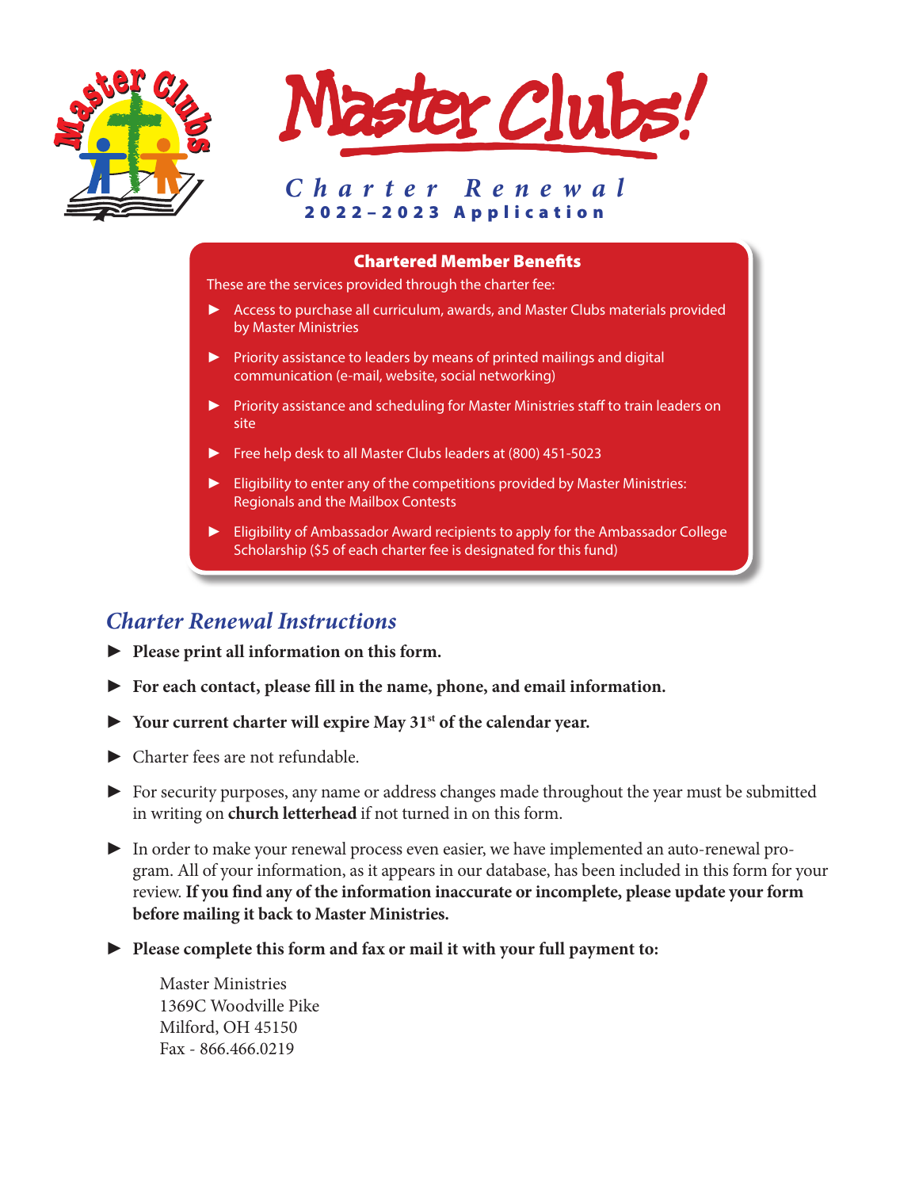# Master Clubs!

## Charter Renewal
### 2022–2023 Application

**Chartered Member Benefits**

These are the services provided through the charter fee:

- Access to purchase all curriculum, awards, and Master Clubs materials provided by Master Ministries
- Priority assistance to leaders by means of printed mailings and digital communication (e-mail, website, social networking)
- Priority assistance and scheduling for Master Ministries staff to train leaders on site
- Free help desk to all Master Clubs leaders at (800) 451-5023
- Eligibility to enter any of the competitions provided by Master Ministries: Regionals and the Mailbox Contests
- Eligibility of Ambassador Award recipients to apply for the Ambassador College Scholarship ($5 of each charter fee is designated for this fund)

## *Charter Renewal Instructions*

- **Please print all information on this form.**
- **For each contact, please fill in the name, phone, and email information.**
- **Your current charter will expire May 31st of the calendar year.**
- Charter fees are not refundable.
- For security purposes, any name or address changes made throughout the year must be submitted in writing on **church letterhead** if not turned in on this form.
- In order to make your renewal process even easier, we have implemented an auto-renewal program. All of your information, as it appears in our database, has been included in this form for your review. **If you find any of the information inaccurate or incomplete, please update your form before mailing it back to Master Ministries.**
- **Please complete this form and fax or mail it with your full payment to:**

  Master Ministries
  1369C Woodville Pike
  Milford, OH 45150
  Fax - 866.466.0219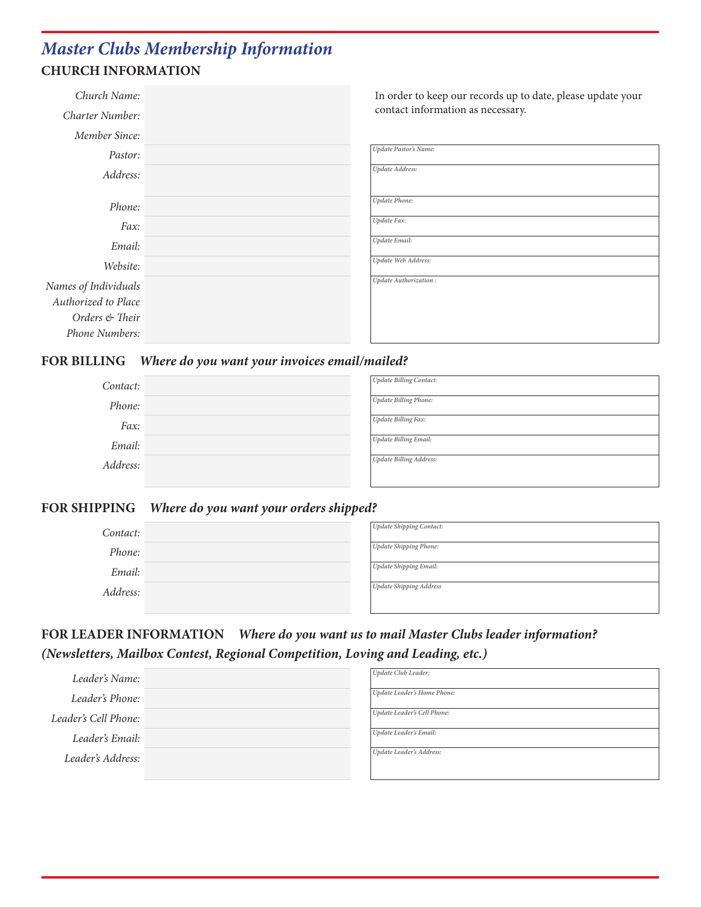# *Master Clubs Membership Information*

## CHURCH INFORMATION

In order to keep our records up to date, please update your contact information as necessary.

| | | |
|---|---|---|
| *Church Name:* | | |
| *Charter Number:* | | |
| *Member Since:* | | |
| *Pastor:* | | *Update Pastor's Name:* |
| *Address:* | | *Update Address:* |
| *Phone:* | | *Update Phone:* |
| *Fax:* | | *Update Fax:* |
| *Email:* | | *Update Email:* |
| *Website:* | | *Update Web Address:* |
| *Names of Individuals Authorized to Place Orders & Their Phone Numbers:* | | *Update Authorization :* |

## FOR BILLING *Where do you want your invoices email/mailed?*

| | | |
|---|---|---|
| *Contact:* | | *Update Billing Contact:* |
| *Phone:* | | *Update Billing Phone:* |
| *Fax:* | | *Update Billing Fax:* |
| *Email:* | | *Update Billing Email:* |
| *Address:* | | *Update Billing Address:* |

## FOR SHIPPING *Where do you want your orders shipped?*

| | | |
|---|---|---|
| *Contact:* | | *Update Shipping Contact:* |
| *Phone:* | | *Update Shipping Phone:* |
| *Email:* | | *Update Shipping Email:* |
| *Address:* | | *Update Shipping Address* |

## FOR LEADER INFORMATION *Where do you want us to mail Master Clubs leader information? (Newsletters, Mailbox Contest, Regional Competition, Loving and Leading, etc.)*

| | | |
|---|---|---|
| *Leader's Name:* | | *Update Club Leader:* |
| *Leader's Phone:* | | *Update Leader's Home Phone:* |
| *Leader's Cell Phone:* | | *Update Leader's Cell Phone:* |
| *Leader's Email:* | | *Update Leader's Email:* |
| *Leader's Address:* | | *Update Leader's Address:* |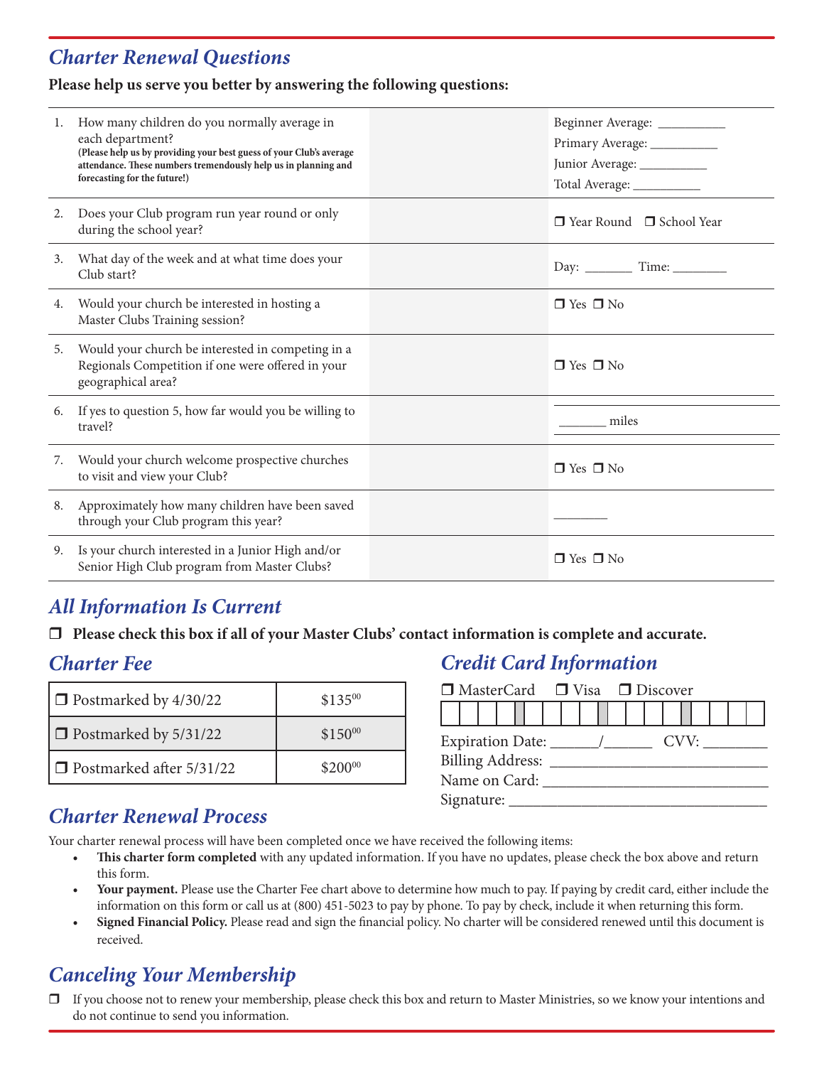## *Charter Renewal Questions*

**Please help us serve you better by answering the following questions:**

| | Question | | Answer |
|---|---|---|---|
| 1. | How many children do you normally average in each department? **(Please help us by providing your best guess of your Club's average attendance. These numbers tremendously help us in planning and forecasting for the future!)** | | Beginner Average: __________<br>Primary Average: __________<br>Junior Average: __________<br>Total Average: __________ |
| 2. | Does your Club program run year round or only during the school year? | | ❒ Year Round ❒ School Year |
| 3. | What day of the week and at what time does your Club start? | | Day: _______ Time: ________ |
| 4. | Would your church be interested in hosting a Master Clubs Training session? | | ❒ Yes ❒ No |
| 5. | Would your church be interested in competing in a Regionals Competition if one were offered in your geographical area? | | ❒ Yes ❒ No |
| 6. | If yes to question 5, how far would you be willing to travel? | | _______ miles |
| 7. | Would your church welcome prospective churches to visit and view your Club? | | ❒ Yes ❒ No |
| 8. | Approximately how many children have been saved through your Club program this year? | | ________ |
| 9. | Is your church interested in a Junior High and/or Senior High Club program from Master Clubs? | | ❒ Yes ❒ No |

## *All Information Is Current*

❒ **Please check this box if all of your Master Clubs' contact information is complete and accurate.**

## *Charter Fee*

| | |
|---|---|
| ❒ Postmarked by 4/30/22 | $135.00 |
| ❒ Postmarked by 5/31/22 | $150.00 |
| ❒ Postmarked after 5/31/22 | $200.00 |

## *Credit Card Information*

❒ MasterCard ❒ Visa ❒ Discover

| | | | | | | | | | | | | | | | | | | |
|---|---|---|---|---|---|---|---|---|---|---|---|---|---|---|---|---|---|---|
| | | | | | | | | | | | | | | | | | | |

Expiration Date: ______/______ CVV: ________

Billing Address: ____________________________

Name on Card: ____________________________

Signature: ________________________________

## *Charter Renewal Process*

Your charter renewal process will have been completed once we have received the following items:

- **This charter form completed** with any updated information. If you have no updates, please check the box above and return this form.
- **Your payment.** Please use the Charter Fee chart above to determine how much to pay. If paying by credit card, either include the information on this form or call us at (800) 451-5023 to pay by phone. To pay by check, include it when returning this form.
- **Signed Financial Policy.** Please read and sign the financial policy. No charter will be considered renewed until this document is received.

## *Canceling Your Membership*

❒ If you choose not to renew your membership, please check this box and return to Master Ministries, so we know your intentions and do not continue to send you information.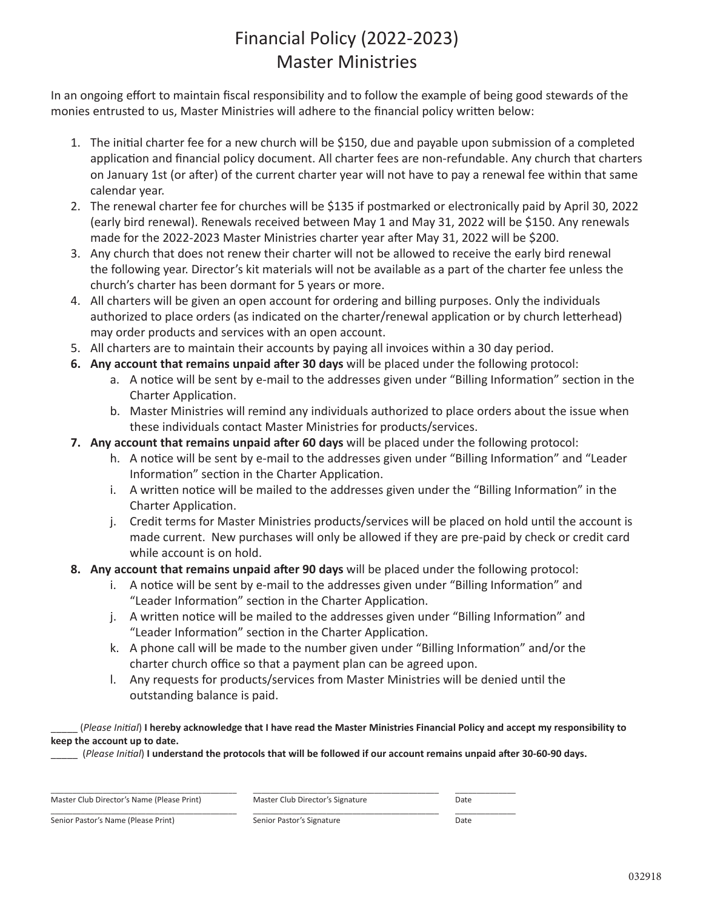# Financial Policy (2022-2023)
# Master Ministries

In an ongoing effort to maintain fiscal responsibility and to follow the example of being good stewards of the monies entrusted to us, Master Ministries will adhere to the financial policy written below:

1. The initial charter fee for a new church will be $150, due and payable upon submission of a completed application and financial policy document. All charter fees are non-refundable. Any church that charters on January 1st (or after) of the current charter year will not have to pay a renewal fee within that same calendar year.
2. The renewal charter fee for churches will be $135 if postmarked or electronically paid by April 30, 2022 (early bird renewal). Renewals received between May 1 and May 31, 2022 will be $150. Any renewals made for the 2022-2023 Master Ministries charter year after May 31, 2022 will be $200.
3. Any church that does not renew their charter will not be allowed to receive the early bird renewal the following year. Director's kit materials will not be available as a part of the charter fee unless the church's charter has been dormant for 5 years or more.
4. All charters will be given an open account for ordering and billing purposes. Only the individuals authorized to place orders (as indicated on the charter/renewal application or by church letterhead) may order products and services with an open account.
5. All charters are to maintain their accounts by paying all invoices within a 30 day period.
6. **Any account that remains unpaid after 30 days** will be placed under the following protocol:
   a. A notice will be sent by e-mail to the addresses given under "Billing Information" section in the Charter Application.
   b. Master Ministries will remind any individuals authorized to place orders about the issue when these individuals contact Master Ministries for products/services.
7. **Any account that remains unpaid after 60 days** will be placed under the following protocol:
   h. A notice will be sent by e-mail to the addresses given under "Billing Information" and "Leader Information" section in the Charter Application.
   i. A written notice will be mailed to the addresses given under the "Billing Information" in the Charter Application.
   j. Credit terms for Master Ministries products/services will be placed on hold until the account is made current. New purchases will only be allowed if they are pre-paid by check or credit card while account is on hold.
8. **Any account that remains unpaid after 90 days** will be placed under the following protocol:
   i. A notice will be sent by e-mail to the addresses given under "Billing Information" and "Leader Information" section in the Charter Application.
   j. A written notice will be mailed to the addresses given under "Billing Information" and "Leader Information" section in the Charter Application.
   k. A phone call will be made to the number given under "Billing Information" and/or the charter church office so that a payment plan can be agreed upon.
   l. Any requests for products/services from Master Ministries will be denied until the outstanding balance is paid.

_____ (*Please Initial*) **I hereby acknowledge that I have read the Master Ministries Financial Policy and accept my responsibility to keep the account up to date.**

_____ (*Please Initial*) **I understand the protocols that will be followed if our account remains unpaid after 30-60-90 days.**

| | | |
|---|---|---|
| Master Club Director's Name (Please Print) | Master Club Director's Signature | Date |
| Senior Pastor's Name (Please Print) | Senior Pastor's Signature | Date |

032918